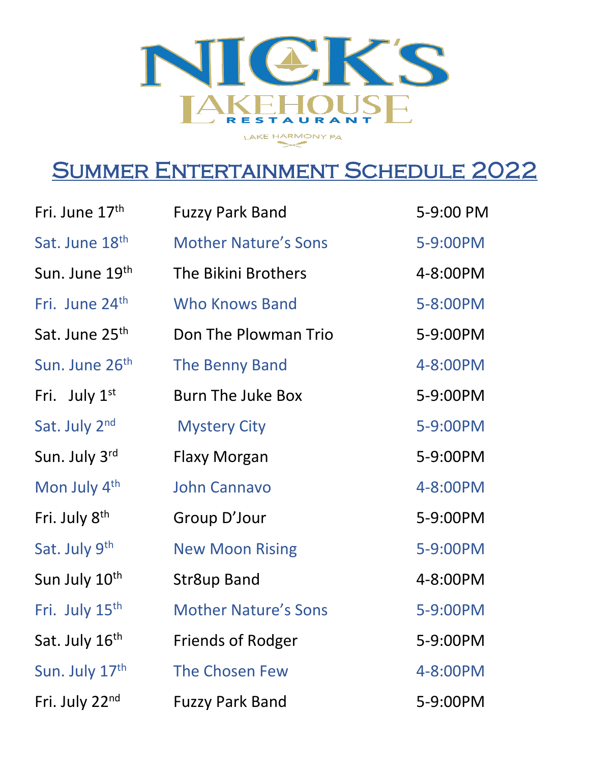# NICK'S LAKEHOUSE RESTAURANT

LAKE HARMONY PA

## Summer Entertainment Schedule 2022

| | | |
|---|---|---|
| Fri. June 17th | Fuzzy Park Band | 5-9:00 PM |
| Sat. June 18th | Mother Nature's Sons | 5-9:00PM |
| Sun. June 19th | The Bikini Brothers | 4-8:00PM |
| Fri. June 24th | Who Knows Band | 5-8:00PM |
| Sat. June 25th | Don The Plowman Trio | 5-9:00PM |
| Sun. June 26th | The Benny Band | 4-8:00PM |
| Fri. July 1st | Burn The Juke Box | 5-9:00PM |
| Sat. July 2nd | Mystery City | 5-9:00PM |
| Sun. July 3rd | Flaxy Morgan | 5-9:00PM |
| Mon July 4th | John Cannavo | 4-8:00PM |
| Fri. July 8th | Group D'Jour | 5-9:00PM |
| Sat. July 9th | New Moon Rising | 5-9:00PM |
| Sun July 10th | Str8up Band | 4-8:00PM |
| Fri. July 15th | Mother Nature's Sons | 5-9:00PM |
| Sat. July 16th | Friends of Rodger | 5-9:00PM |
| Sun. July 17th | The Chosen Few | 4-8:00PM |
| Fri. July 22nd | Fuzzy Park Band | 5-9:00PM |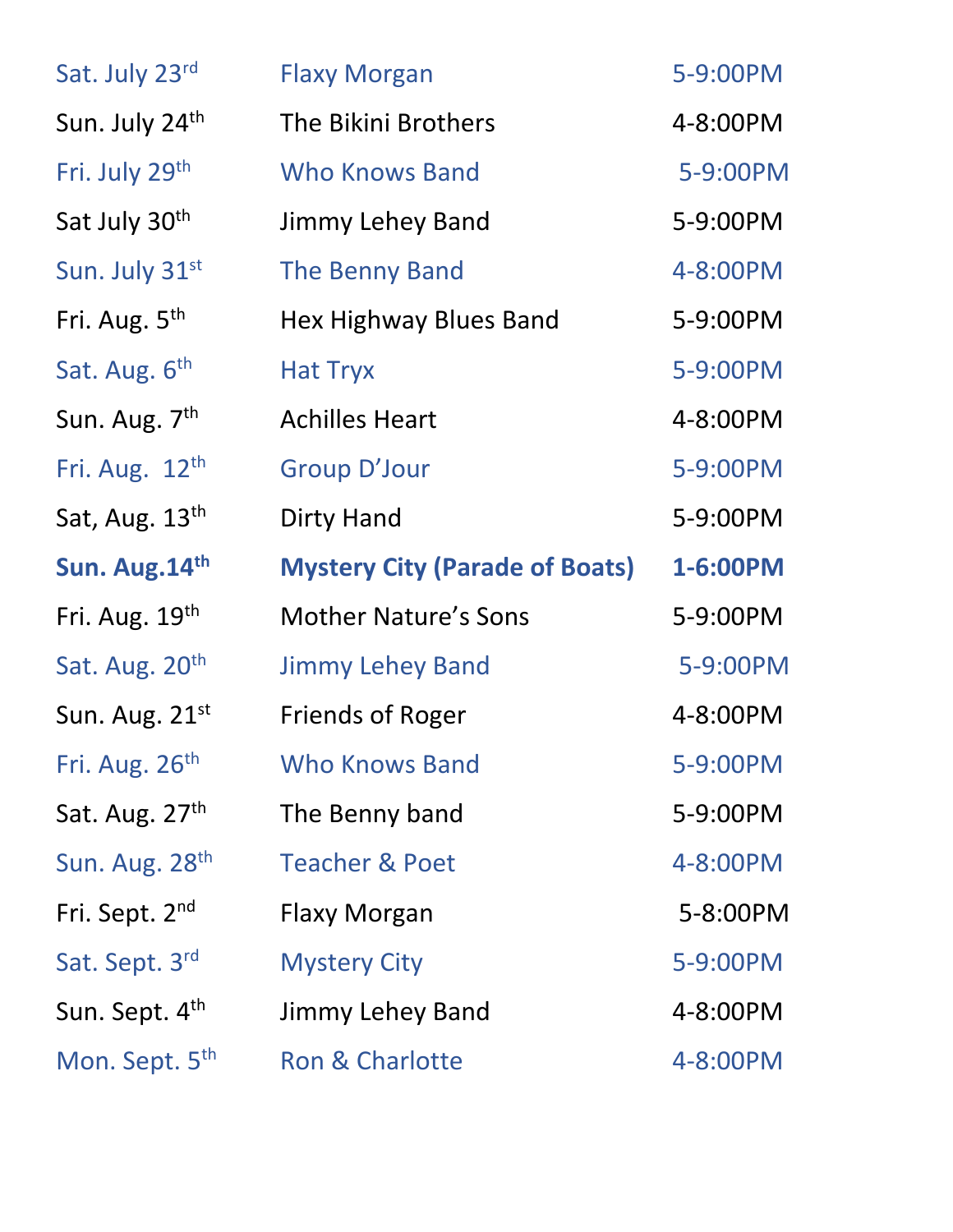| | | |
|---|---|---|
| Sat. July 23rd | Flaxy Morgan | 5-9:00PM |
| Sun. July 24th | The Bikini Brothers | 4-8:00PM |
| Fri. July 29th | Who Knows Band | 5-9:00PM |
| Sat July 30th | Jimmy Lehey Band | 5-9:00PM |
| Sun. July 31st | The Benny Band | 4-8:00PM |
| Fri. Aug. 5th | Hex Highway Blues Band | 5-9:00PM |
| Sat. Aug. 6th | Hat Tryx | 5-9:00PM |
| Sun. Aug. 7th | Achilles Heart | 4-8:00PM |
| Fri. Aug. 12th | Group D'Jour | 5-9:00PM |
| Sat, Aug. 13th | Dirty Hand | 5-9:00PM |
| **Sun. Aug.14th** | **Mystery City (Parade of Boats)** | **1-6:00PM** |
| Fri. Aug. 19th | Mother Nature's Sons | 5-9:00PM |
| Sat. Aug. 20th | Jimmy Lehey Band | 5-9:00PM |
| Sun. Aug. 21st | Friends of Roger | 4-8:00PM |
| Fri. Aug. 26th | Who Knows Band | 5-9:00PM |
| Sat. Aug. 27th | The Benny band | 5-9:00PM |
| Sun. Aug. 28th | Teacher & Poet | 4-8:00PM |
| Fri. Sept. 2nd | Flaxy Morgan | 5-8:00PM |
| Sat. Sept. 3rd | Mystery City | 5-9:00PM |
| Sun. Sept. 4th | Jimmy Lehey Band | 4-8:00PM |
| Mon. Sept. 5th | Ron & Charlotte | 4-8:00PM |